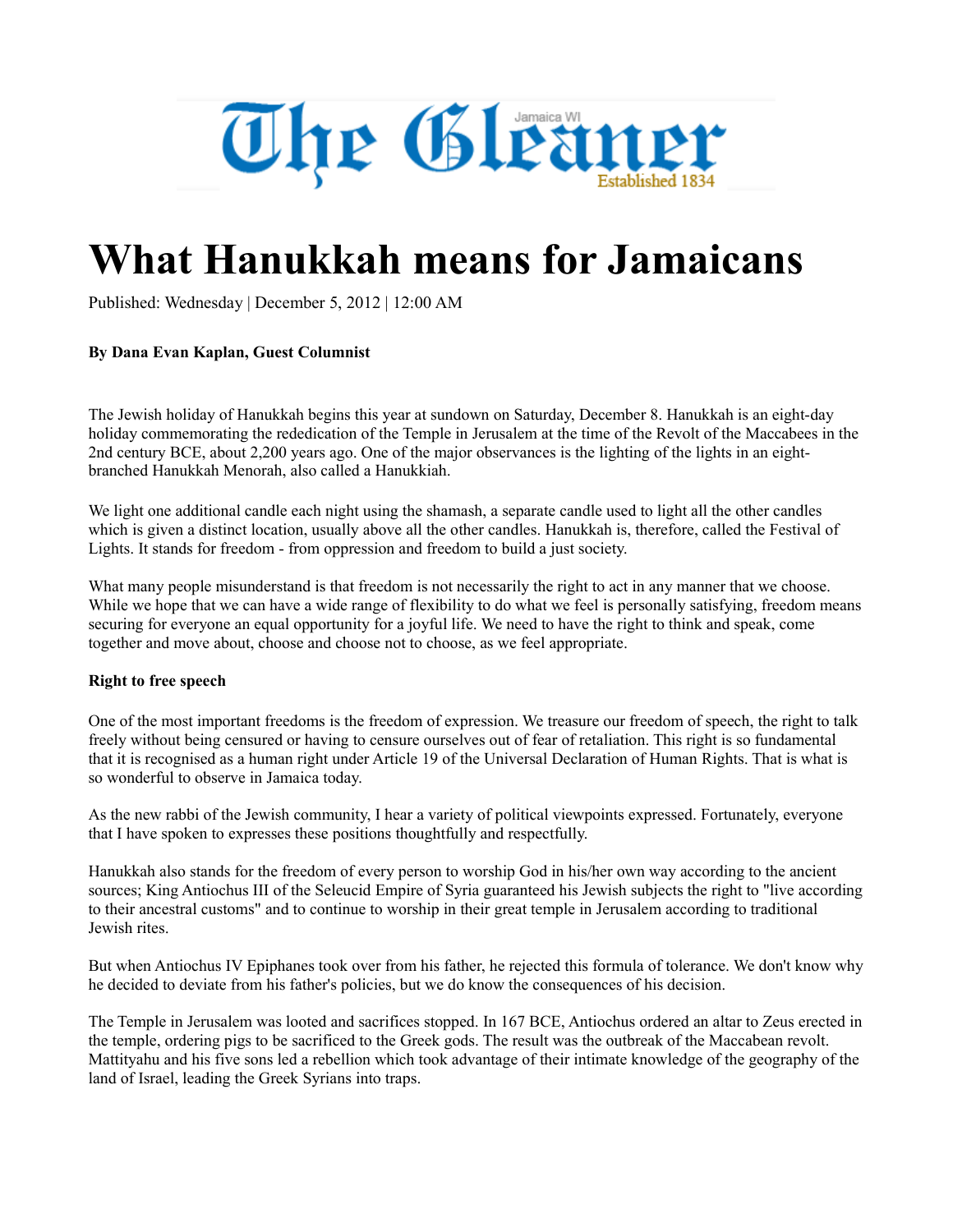The Gleaner
Jamaica WI
Established 1834

# What Hanukkah means for Jamaicans

Published: Wednesday | December 5, 2012 | 12:00 AM

**By Dana Evan Kaplan, Guest Columnist**

The Jewish holiday of Hanukkah begins this year at sundown on Saturday, December 8. Hanukkah is an eight-day holiday commemorating the rededication of the Temple in Jerusalem at the time of the Revolt of the Maccabees in the 2nd century BCE, about 2,200 years ago. One of the major observances is the lighting of the lights in an eight-branched Hanukkah Menorah, also called a Hanukkiah.

We light one additional candle each night using the shamash, a separate candle used to light all the other candles which is given a distinct location, usually above all the other candles. Hanukkah is, therefore, called the Festival of Lights. It stands for freedom - from oppression and freedom to build a just society.

What many people misunderstand is that freedom is not necessarily the right to act in any manner that we choose. While we hope that we can have a wide range of flexibility to do what we feel is personally satisfying, freedom means securing for everyone an equal opportunity for a joyful life. We need to have the right to think and speak, come together and move about, choose and choose not to choose, as we feel appropriate.

**Right to free speech**

One of the most important freedoms is the freedom of expression. We treasure our freedom of speech, the right to talk freely without being censured or having to censure ourselves out of fear of retaliation. This right is so fundamental that it is recognised as a human right under Article 19 of the Universal Declaration of Human Rights. That is what is so wonderful to observe in Jamaica today.

As the new rabbi of the Jewish community, I hear a variety of political viewpoints expressed. Fortunately, everyone that I have spoken to expresses these positions thoughtfully and respectfully.

Hanukkah also stands for the freedom of every person to worship God in his/her own way according to the ancient sources; King Antiochus III of the Seleucid Empire of Syria guaranteed his Jewish subjects the right to "live according to their ancestral customs" and to continue to worship in their great temple in Jerusalem according to traditional Jewish rites.

But when Antiochus IV Epiphanes took over from his father, he rejected this formula of tolerance. We don't know why he decided to deviate from his father's policies, but we do know the consequences of his decision.

The Temple in Jerusalem was looted and sacrifices stopped. In 167 BCE, Antiochus ordered an altar to Zeus erected in the temple, ordering pigs to be sacrificed to the Greek gods. The result was the outbreak of the Maccabean revolt. Mattityahu and his five sons led a rebellion which took advantage of their intimate knowledge of the geography of the land of Israel, leading the Greek Syrians into traps.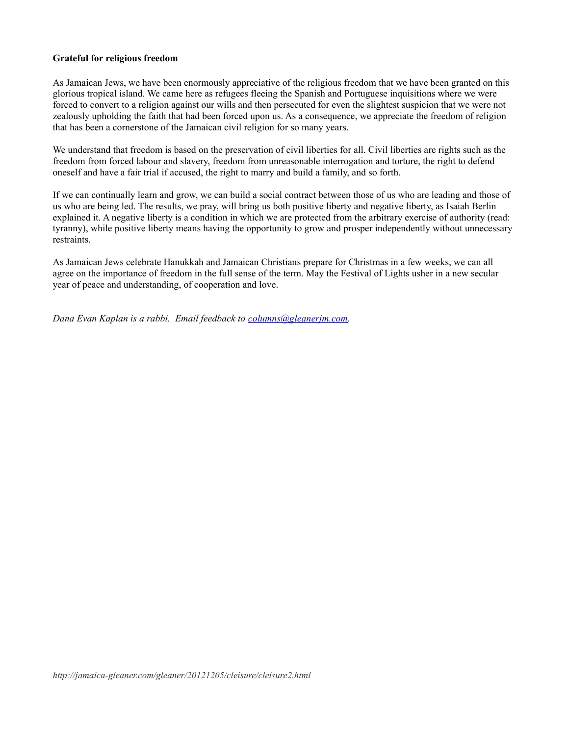**Grateful for religious freedom**

As Jamaican Jews, we have been enormously appreciative of the religious freedom that we have been granted on this glorious tropical island. We came here as refugees fleeing the Spanish and Portuguese inquisitions where we were forced to convert to a religion against our wills and then persecuted for even the slightest suspicion that we were not zealously upholding the faith that had been forced upon us. As a consequence, we appreciate the freedom of religion that has been a cornerstone of the Jamaican civil religion for so many years.

We understand that freedom is based on the preservation of civil liberties for all. Civil liberties are rights such as the freedom from forced labour and slavery, freedom from unreasonable interrogation and torture, the right to defend oneself and have a fair trial if accused, the right to marry and build a family, and so forth.

If we can continually learn and grow, we can build a social contract between those of us who are leading and those of us who are being led. The results, we pray, will bring us both positive liberty and negative liberty, as Isaiah Berlin explained it. A negative liberty is a condition in which we are protected from the arbitrary exercise of authority (read: tyranny), while positive liberty means having the opportunity to grow and prosper independently without unnecessary restraints.

As Jamaican Jews celebrate Hanukkah and Jamaican Christians prepare for Christmas in a few weeks, we can all agree on the importance of freedom in the full sense of the term. May the Festival of Lights usher in a new secular year of peace and understanding, of cooperation and love.

*Dana Evan Kaplan is a rabbi. Email feedback to columns@gleanerjm.com.*

*http://jamaica-gleaner.com/gleaner/20121205/cleisure/cleisure2.html*